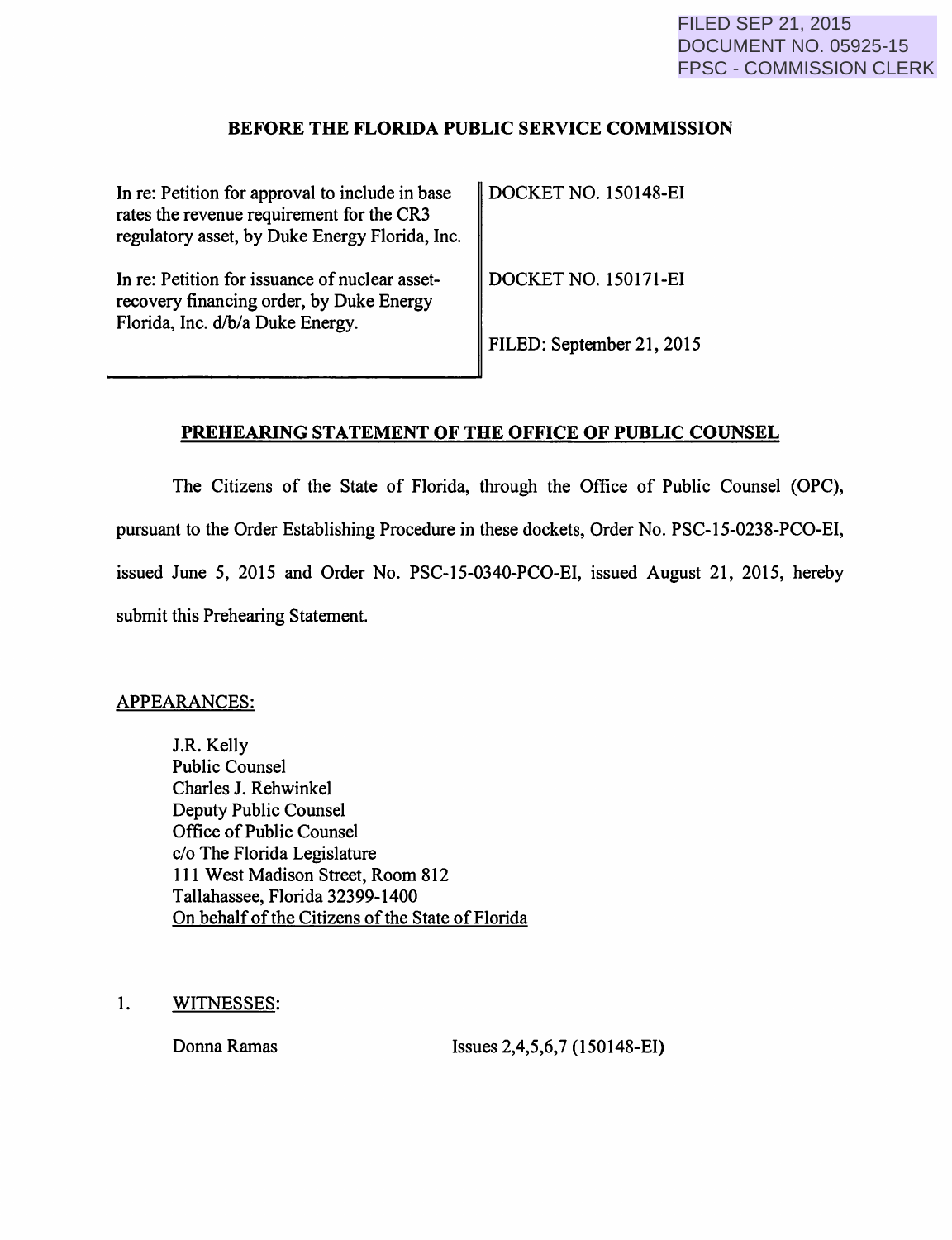FILED SEP 21, 2015
DOCUMENT NO. 05925-15
FPSC - COMMISSION CLERK

**BEFORE THE FLORIDA PUBLIC SERVICE COMMISSION**

| | |
|---|---|
| In re: Petition for approval to include in base rates the revenue requirement for the CR3 regulatory asset, by Duke Energy Florida, Inc. | DOCKET NO. 150148-EI |
| In re: Petition for issuance of nuclear asset-recovery financing order, by Duke Energy Florida, Inc. d/b/a Duke Energy. | DOCKET NO. 150171-EI<br><br>FILED: September 21, 2015 |

**PREHEARING STATEMENT OF THE OFFICE OF PUBLIC COUNSEL**

The Citizens of the State of Florida, through the Office of Public Counsel (OPC), pursuant to the Order Establishing Procedure in these dockets, Order No. PSC-15-0238-PCO-EI, issued June 5, 2015 and Order No. PSC-15-0340-PCO-EI, issued August 21, 2015, hereby submit this Prehearing Statement.

APPEARANCES:

J.R. Kelly
Public Counsel
Charles J. Rehwinkel
Deputy Public Counsel
Office of Public Counsel
c/o The Florida Legislature
111 West Madison Street, Room 812
Tallahassee, Florida 32399-1400
On behalf of the Citizens of the State of Florida

1. WITNESSES:

Donna Ramas — Issues 2,4,5,6,7 (150148-EI)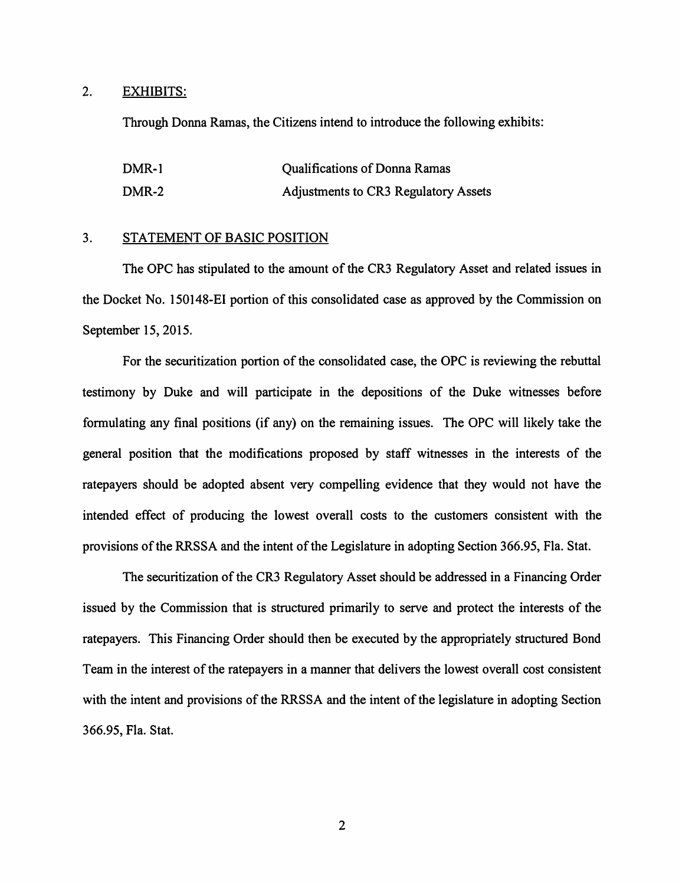2. <u>EXHIBITS:</u>

Through Donna Ramas, the Citizens intend to introduce the following exhibits:

| | |
|---|---|
| DMR-1 | Qualifications of Donna Ramas |
| DMR-2 | Adjustments to CR3 Regulatory Assets |

3. <u>STATEMENT OF BASIC POSITION</u>

The OPC has stipulated to the amount of the CR3 Regulatory Asset and related issues in the Docket No. 150148-EI portion of this consolidated case as approved by the Commission on September 15, 2015.

For the securitization portion of the consolidated case, the OPC is reviewing the rebuttal testimony by Duke and will participate in the depositions of the Duke witnesses before formulating any final positions (if any) on the remaining issues. The OPC will likely take the general position that the modifications proposed by staff witnesses in the interests of the ratepayers should be adopted absent very compelling evidence that they would not have the intended effect of producing the lowest overall costs to the customers consistent with the provisions of the RRSSA and the intent of the Legislature in adopting Section 366.95, Fla. Stat.

The securitization of the CR3 Regulatory Asset should be addressed in a Financing Order issued by the Commission that is structured primarily to serve and protect the interests of the ratepayers. This Financing Order should then be executed by the appropriately structured Bond Team in the interest of the ratepayers in a manner that delivers the lowest overall cost consistent with the intent and provisions of the RRSSA and the intent of the legislature in adopting Section 366.95, Fla. Stat.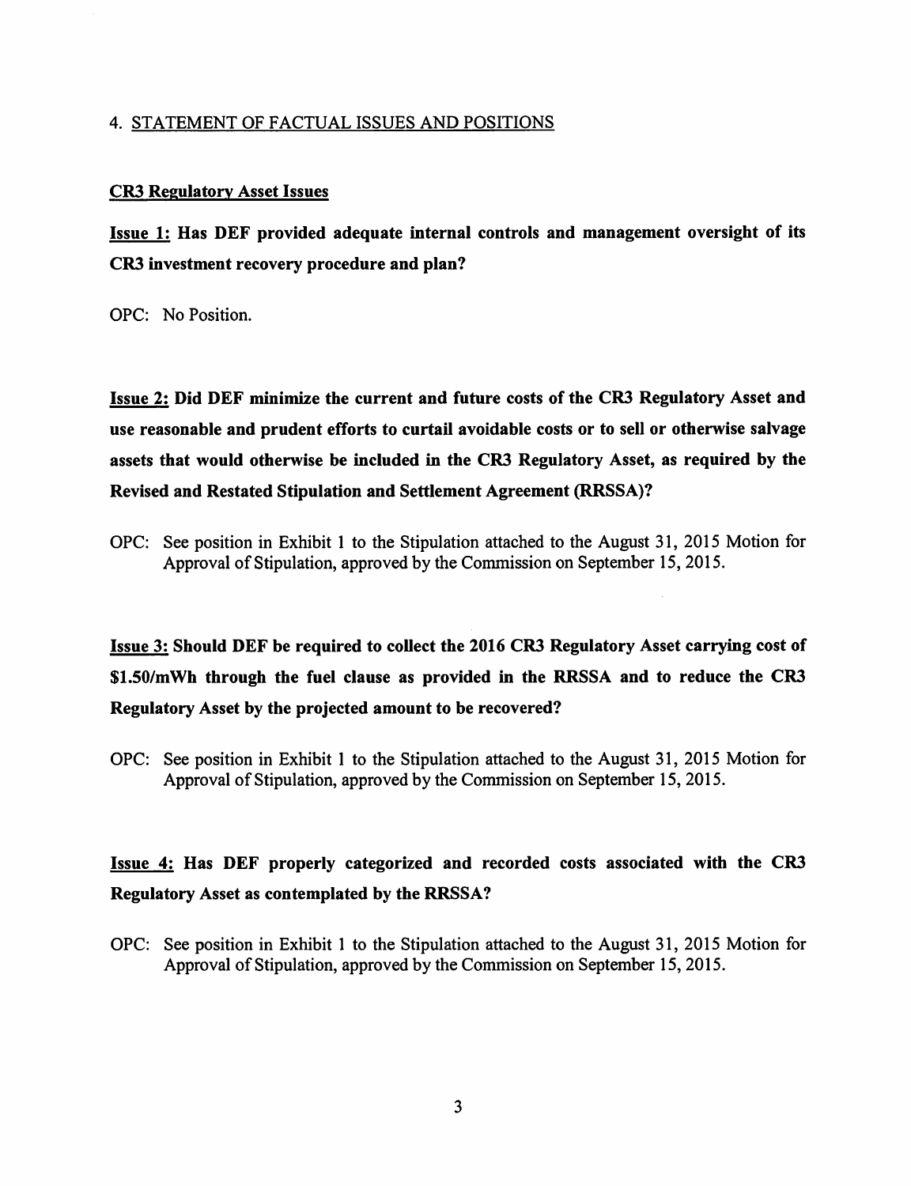## 4. STATEMENT OF FACTUAL ISSUES AND POSITIONS

### CR3 Regulatory Asset Issues

**Issue 1: Has DEF provided adequate internal controls and management oversight of its CR3 investment recovery procedure and plan?**

OPC: No Position.

**Issue 2: Did DEF minimize the current and future costs of the CR3 Regulatory Asset and use reasonable and prudent efforts to curtail avoidable costs or to sell or otherwise salvage assets that would otherwise be included in the CR3 Regulatory Asset, as required by the Revised and Restated Stipulation and Settlement Agreement (RRSSA)?**

OPC: See position in Exhibit 1 to the Stipulation attached to the August 31, 2015 Motion for Approval of Stipulation, approved by the Commission on September 15, 2015.

**Issue 3: Should DEF be required to collect the 2016 CR3 Regulatory Asset carrying cost of $1.50/mWh through the fuel clause as provided in the RRSSA and to reduce the CR3 Regulatory Asset by the projected amount to be recovered?**

OPC: See position in Exhibit 1 to the Stipulation attached to the August 31, 2015 Motion for Approval of Stipulation, approved by the Commission on September 15, 2015.

**Issue 4: Has DEF properly categorized and recorded costs associated with the CR3 Regulatory Asset as contemplated by the RRSSA?**

OPC: See position in Exhibit 1 to the Stipulation attached to the August 31, 2015 Motion for Approval of Stipulation, approved by the Commission on September 15, 2015.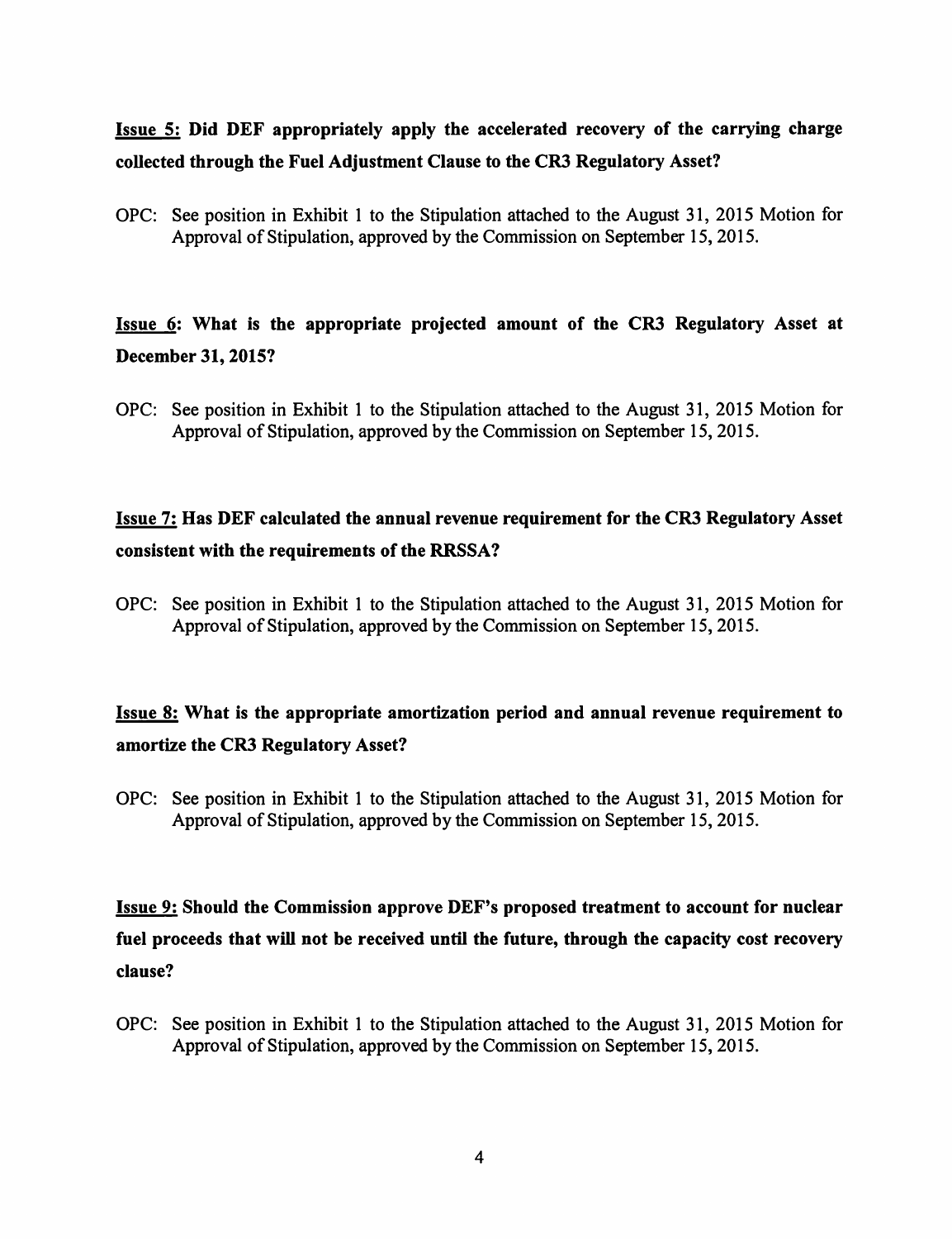**<u>Issue 5:</u> Did DEF appropriately apply the accelerated recovery of the carrying charge collected through the Fuel Adjustment Clause to the CR3 Regulatory Asset?**

OPC: See position in Exhibit 1 to the Stipulation attached to the August 31, 2015 Motion for Approval of Stipulation, approved by the Commission on September 15, 2015.

**<u>Issue 6</u>: What is the appropriate projected amount of the CR3 Regulatory Asset at December 31, 2015?**

OPC: See position in Exhibit 1 to the Stipulation attached to the August 31, 2015 Motion for Approval of Stipulation, approved by the Commission on September 15, 2015.

**<u>Issue 7:</u> Has DEF calculated the annual revenue requirement for the CR3 Regulatory Asset consistent with the requirements of the RRSSA?**

OPC: See position in Exhibit 1 to the Stipulation attached to the August 31, 2015 Motion for Approval of Stipulation, approved by the Commission on September 15, 2015.

**<u>Issue 8:</u> What is the appropriate amortization period and annual revenue requirement to amortize the CR3 Regulatory Asset?**

OPC: See position in Exhibit 1 to the Stipulation attached to the August 31, 2015 Motion for Approval of Stipulation, approved by the Commission on September 15, 2015.

**<u>Issue 9:</u> Should the Commission approve DEF's proposed treatment to account for nuclear fuel proceeds that will not be received until the future, through the capacity cost recovery clause?**

OPC: See position in Exhibit 1 to the Stipulation attached to the August 31, 2015 Motion for Approval of Stipulation, approved by the Commission on September 15, 2015.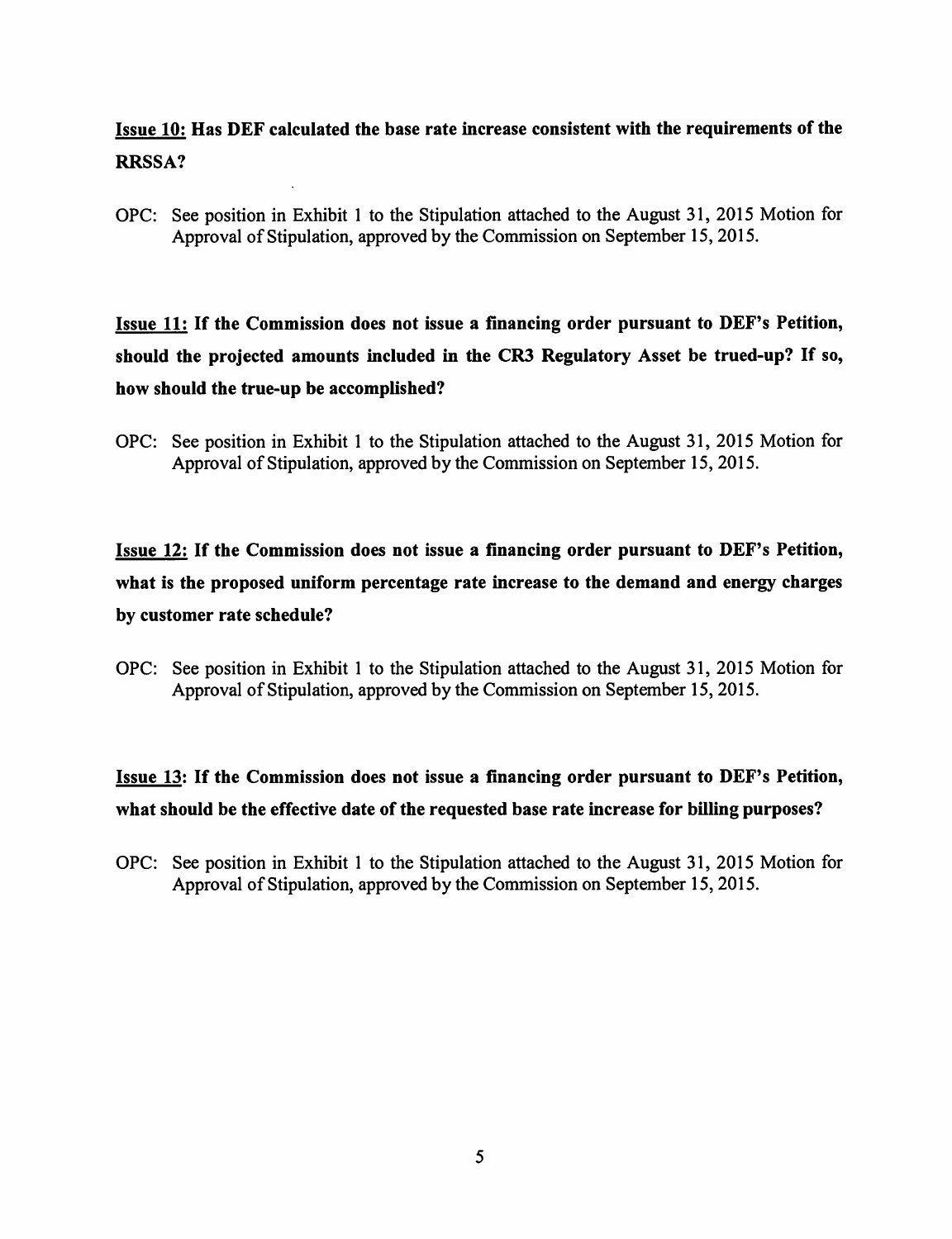**<u>Issue 10:</u> Has DEF calculated the base rate increase consistent with the requirements of the RRSSA?**

OPC: See position in Exhibit 1 to the Stipulation attached to the August 31, 2015 Motion for Approval of Stipulation, approved by the Commission on September 15, 2015.

**<u>Issue 11:</u> If the Commission does not issue a financing order pursuant to DEF's Petition, should the projected amounts included in the CR3 Regulatory Asset be trued-up? If so, how should the true-up be accomplished?**

OPC: See position in Exhibit 1 to the Stipulation attached to the August 31, 2015 Motion for Approval of Stipulation, approved by the Commission on September 15, 2015.

**<u>Issue 12:</u> If the Commission does not issue a financing order pursuant to DEF's Petition, what is the proposed uniform percentage rate increase to the demand and energy charges by customer rate schedule?**

OPC: See position in Exhibit 1 to the Stipulation attached to the August 31, 2015 Motion for Approval of Stipulation, approved by the Commission on September 15, 2015.

**<u>Issue 13</u>: If the Commission does not issue a financing order pursuant to DEF's Petition, what should be the effective date of the requested base rate increase for billing purposes?**

OPC: See position in Exhibit 1 to the Stipulation attached to the August 31, 2015 Motion for Approval of Stipulation, approved by the Commission on September 15, 2015.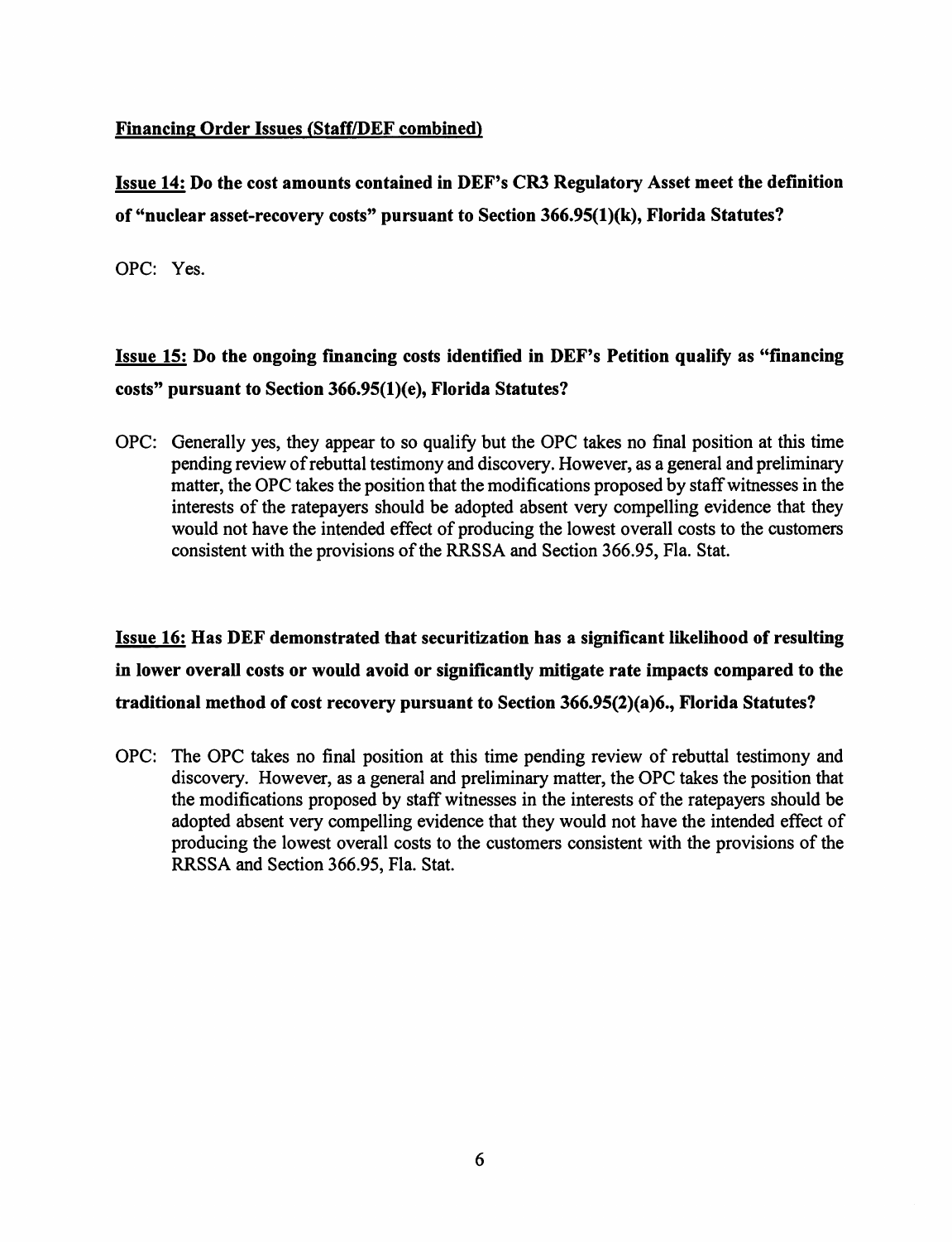**Financing Order Issues (Staff/DEF combined)**

**Issue 14: Do the cost amounts contained in DEF's CR3 Regulatory Asset meet the definition of "nuclear asset-recovery costs" pursuant to Section 366.95(1)(k), Florida Statutes?**

OPC: Yes.

**Issue 15: Do the ongoing financing costs identified in DEF's Petition qualify as "financing costs" pursuant to Section 366.95(1)(e), Florida Statutes?**

OPC: Generally yes, they appear to so qualify but the OPC takes no final position at this time pending review of rebuttal testimony and discovery. However, as a general and preliminary matter, the OPC takes the position that the modifications proposed by staff witnesses in the interests of the ratepayers should be adopted absent very compelling evidence that they would not have the intended effect of producing the lowest overall costs to the customers consistent with the provisions of the RRSSA and Section 366.95, Fla. Stat.

**Issue 16: Has DEF demonstrated that securitization has a significant likelihood of resulting in lower overall costs or would avoid or significantly mitigate rate impacts compared to the traditional method of cost recovery pursuant to Section 366.95(2)(a)6., Florida Statutes?**

OPC: The OPC takes no final position at this time pending review of rebuttal testimony and discovery. However, as a general and preliminary matter, the OPC takes the position that the modifications proposed by staff witnesses in the interests of the ratepayers should be adopted absent very compelling evidence that they would not have the intended effect of producing the lowest overall costs to the customers consistent with the provisions of the RRSSA and Section 366.95, Fla. Stat.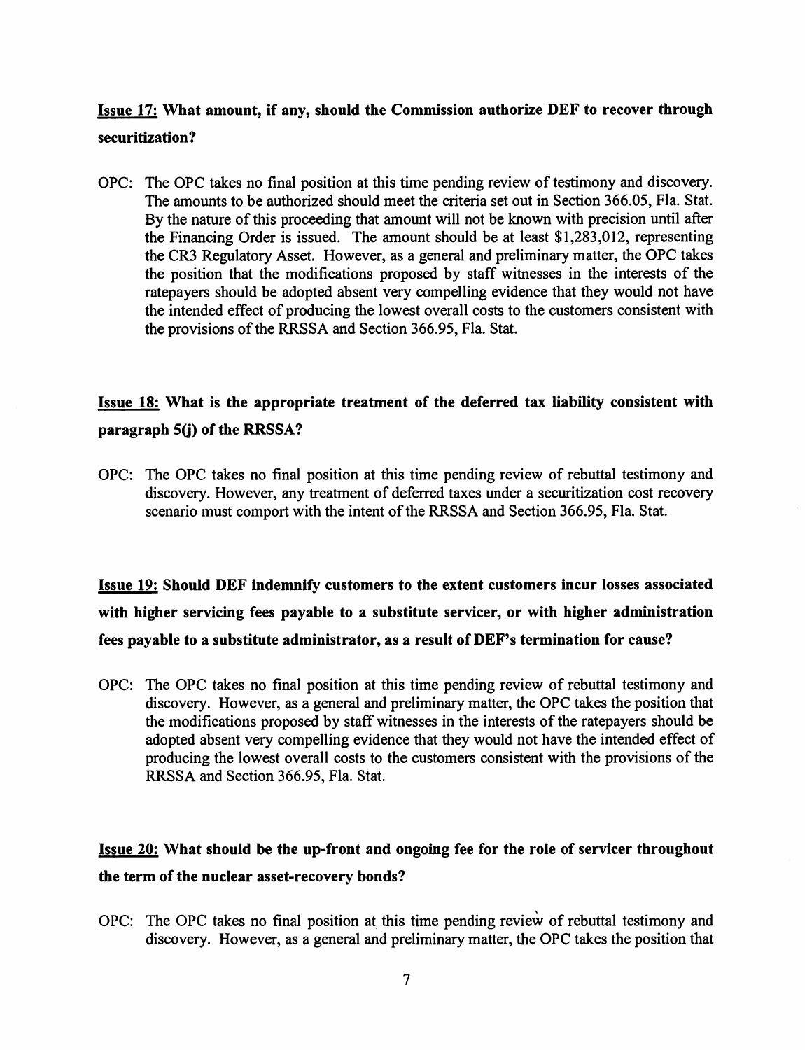**Issue 17: What amount, if any, should the Commission authorize DEF to recover through securitization?**

OPC: The OPC takes no final position at this time pending review of testimony and discovery. The amounts to be authorized should meet the criteria set out in Section 366.05, Fla. Stat. By the nature of this proceeding that amount will not be known with precision until after the Financing Order is issued. The amount should be at least $1,283,012, representing the CR3 Regulatory Asset. However, as a general and preliminary matter, the OPC takes the position that the modifications proposed by staff witnesses in the interests of the ratepayers should be adopted absent very compelling evidence that they would not have the intended effect of producing the lowest overall costs to the customers consistent with the provisions of the RRSSA and Section 366.95, Fla. Stat.

**Issue 18: What is the appropriate treatment of the deferred tax liability consistent with paragraph 5(j) of the RRSSA?**

OPC: The OPC takes no final position at this time pending review of rebuttal testimony and discovery. However, any treatment of deferred taxes under a securitization cost recovery scenario must comport with the intent of the RRSSA and Section 366.95, Fla. Stat.

**Issue 19: Should DEF indemnify customers to the extent customers incur losses associated with higher servicing fees payable to a substitute servicer, or with higher administration fees payable to a substitute administrator, as a result of DEF's termination for cause?**

OPC: The OPC takes no final position at this time pending review of rebuttal testimony and discovery. However, as a general and preliminary matter, the OPC takes the position that the modifications proposed by staff witnesses in the interests of the ratepayers should be adopted absent very compelling evidence that they would not have the intended effect of producing the lowest overall costs to the customers consistent with the provisions of the RRSSA and Section 366.95, Fla. Stat.

**Issue 20: What should be the up-front and ongoing fee for the role of servicer throughout the term of the nuclear asset-recovery bonds?**

OPC: The OPC takes no final position at this time pending review of rebuttal testimony and discovery. However, as a general and preliminary matter, the OPC takes the position that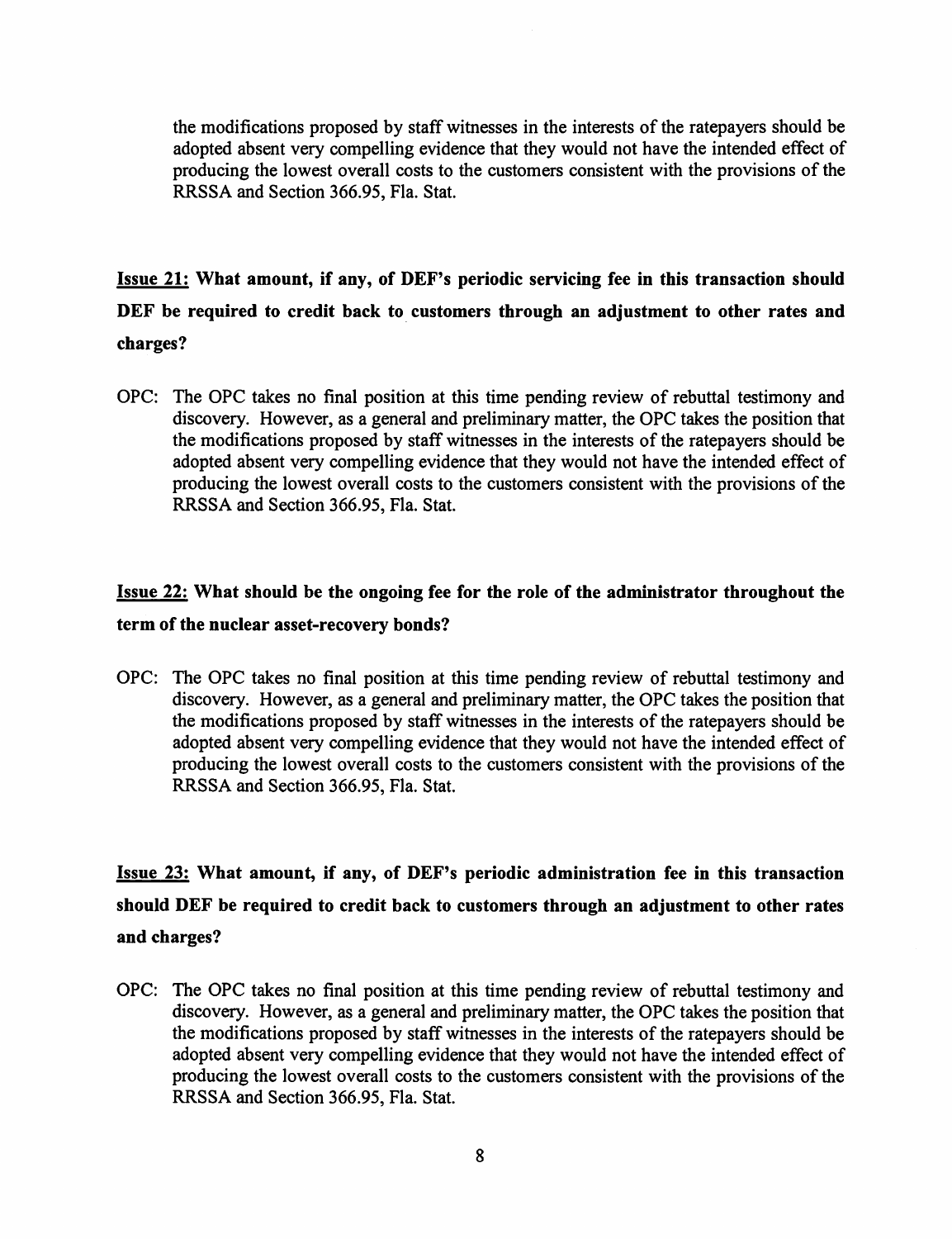the modifications proposed by staff witnesses in the interests of the ratepayers should be adopted absent very compelling evidence that they would not have the intended effect of producing the lowest overall costs to the customers consistent with the provisions of the RRSSA and Section 366.95, Fla. Stat.

**<u>Issue 21:</u> What amount, if any, of DEF's periodic servicing fee in this transaction should DEF be required to credit back to customers through an adjustment to other rates and charges?**

OPC: The OPC takes no final position at this time pending review of rebuttal testimony and discovery. However, as a general and preliminary matter, the OPC takes the position that the modifications proposed by staff witnesses in the interests of the ratepayers should be adopted absent very compelling evidence that they would not have the intended effect of producing the lowest overall costs to the customers consistent with the provisions of the RRSSA and Section 366.95, Fla. Stat.

**<u>Issue 22:</u> What should be the ongoing fee for the role of the administrator throughout the term of the nuclear asset-recovery bonds?**

OPC: The OPC takes no final position at this time pending review of rebuttal testimony and discovery. However, as a general and preliminary matter, the OPC takes the position that the modifications proposed by staff witnesses in the interests of the ratepayers should be adopted absent very compelling evidence that they would not have the intended effect of producing the lowest overall costs to the customers consistent with the provisions of the RRSSA and Section 366.95, Fla. Stat.

**<u>Issue 23:</u> What amount, if any, of DEF's periodic administration fee in this transaction should DEF be required to credit back to customers through an adjustment to other rates and charges?**

OPC: The OPC takes no final position at this time pending review of rebuttal testimony and discovery. However, as a general and preliminary matter, the OPC takes the position that the modifications proposed by staff witnesses in the interests of the ratepayers should be adopted absent very compelling evidence that they would not have the intended effect of producing the lowest overall costs to the customers consistent with the provisions of the RRSSA and Section 366.95, Fla. Stat.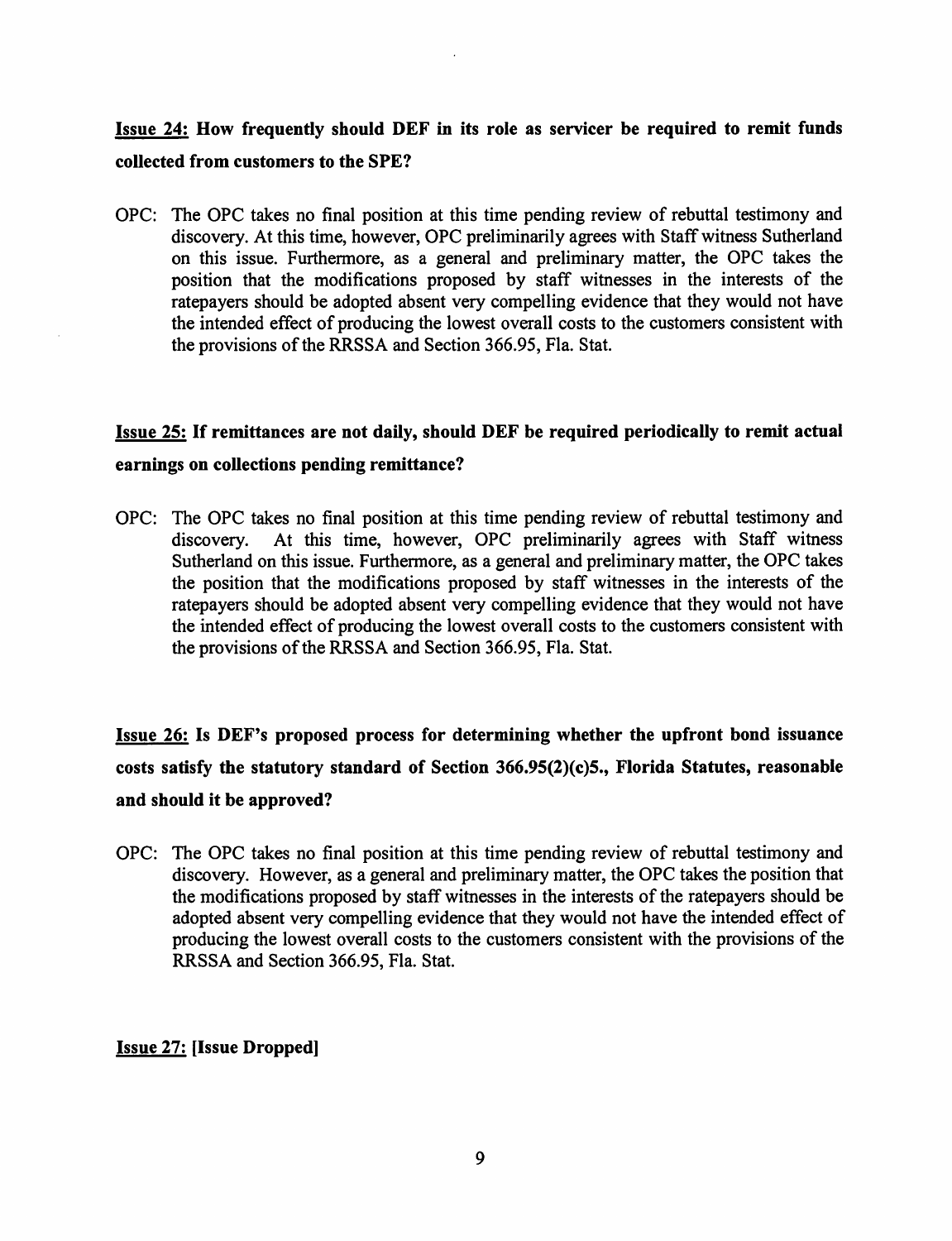**<u>Issue 24:</u> How frequently should DEF in its role as servicer be required to remit funds collected from customers to the SPE?**

OPC: The OPC takes no final position at this time pending review of rebuttal testimony and discovery. At this time, however, OPC preliminarily agrees with Staff witness Sutherland on this issue. Furthermore, as a general and preliminary matter, the OPC takes the position that the modifications proposed by staff witnesses in the interests of the ratepayers should be adopted absent very compelling evidence that they would not have the intended effect of producing the lowest overall costs to the customers consistent with the provisions of the RRSSA and Section 366.95, Fla. Stat.

**<u>Issue 25:</u> If remittances are not daily, should DEF be required periodically to remit actual earnings on collections pending remittance?**

OPC: The OPC takes no final position at this time pending review of rebuttal testimony and discovery. At this time, however, OPC preliminarily agrees with Staff witness Sutherland on this issue. Furthermore, as a general and preliminary matter, the OPC takes the position that the modifications proposed by staff witnesses in the interests of the ratepayers should be adopted absent very compelling evidence that they would not have the intended effect of producing the lowest overall costs to the customers consistent with the provisions of the RRSSA and Section 366.95, Fla. Stat.

**<u>Issue 26:</u> Is DEF's proposed process for determining whether the upfront bond issuance costs satisfy the statutory standard of Section 366.95(2)(c)5., Florida Statutes, reasonable and should it be approved?**

OPC: The OPC takes no final position at this time pending review of rebuttal testimony and discovery. However, as a general and preliminary matter, the OPC takes the position that the modifications proposed by staff witnesses in the interests of the ratepayers should be adopted absent very compelling evidence that they would not have the intended effect of producing the lowest overall costs to the customers consistent with the provisions of the RRSSA and Section 366.95, Fla. Stat.

**<u>Issue 27:</u> [Issue Dropped]**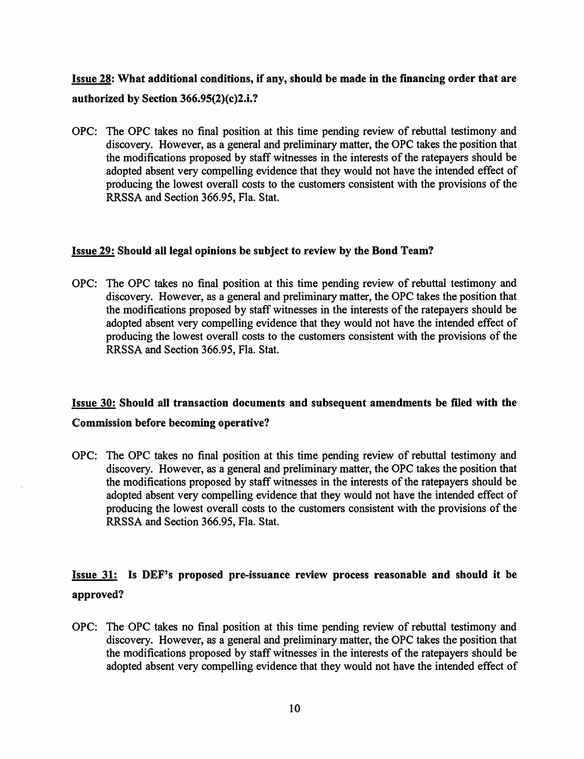**<u>Issue 28</u>: What additional conditions, if any, should be made in the financing order that are authorized by Section 366.95(2)(c)2.i.?**

OPC: The OPC takes no final position at this time pending review of rebuttal testimony and discovery. However, as a general and preliminary matter, the OPC takes the position that the modifications proposed by staff witnesses in the interests of the ratepayers should be adopted absent very compelling evidence that they would not have the intended effect of producing the lowest overall costs to the customers consistent with the provisions of the RRSSA and Section 366.95, Fla. Stat.

**<u>Issue 29:</u> Should all legal opinions be subject to review by the Bond Team?**

OPC: The OPC takes no final position at this time pending review of rebuttal testimony and discovery. However, as a general and preliminary matter, the OPC takes the position that the modifications proposed by staff witnesses in the interests of the ratepayers should be adopted absent very compelling evidence that they would not have the intended effect of producing the lowest overall costs to the customers consistent with the provisions of the RRSSA and Section 366.95, Fla. Stat.

**<u>Issue 30:</u> Should all transaction documents and subsequent amendments be filed with the Commission before becoming operative?**

OPC: The OPC takes no final position at this time pending review of rebuttal testimony and discovery. However, as a general and preliminary matter, the OPC takes the position that the modifications proposed by staff witnesses in the interests of the ratepayers should be adopted absent very compelling evidence that they would not have the intended effect of producing the lowest overall costs to the customers consistent with the provisions of the RRSSA and Section 366.95, Fla. Stat.

**<u>Issue 31:</u> Is DEF's proposed pre-issuance review process reasonable and should it be approved?**

OPC: The OPC takes no final position at this time pending review of rebuttal testimony and discovery. However, as a general and preliminary matter, the OPC takes the position that the modifications proposed by staff witnesses in the interests of the ratepayers should be adopted absent very compelling evidence that they would not have the intended effect of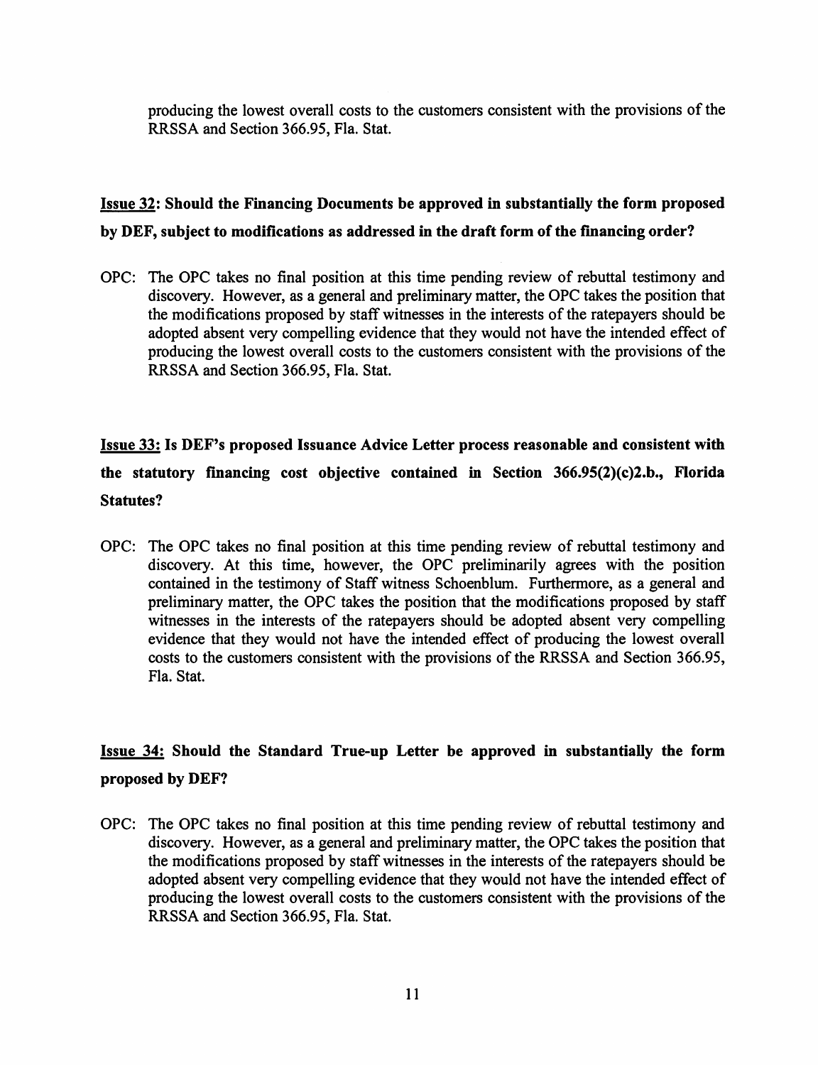producing the lowest overall costs to the customers consistent with the provisions of the RRSSA and Section 366.95, Fla. Stat.

**<u>Issue 32</u>: Should the Financing Documents be approved in substantially the form proposed by DEF, subject to modifications as addressed in the draft form of the financing order?**

OPC: The OPC takes no final position at this time pending review of rebuttal testimony and discovery. However, as a general and preliminary matter, the OPC takes the position that the modifications proposed by staff witnesses in the interests of the ratepayers should be adopted absent very compelling evidence that they would not have the intended effect of producing the lowest overall costs to the customers consistent with the provisions of the RRSSA and Section 366.95, Fla. Stat.

**<u>Issue 33:</u> Is DEF's proposed Issuance Advice Letter process reasonable and consistent with the statutory financing cost objective contained in Section 366.95(2)(c)2.b., Florida Statutes?**

OPC: The OPC takes no final position at this time pending review of rebuttal testimony and discovery. At this time, however, the OPC preliminarily agrees with the position contained in the testimony of Staff witness Schoenblum. Furthermore, as a general and preliminary matter, the OPC takes the position that the modifications proposed by staff witnesses in the interests of the ratepayers should be adopted absent very compelling evidence that they would not have the intended effect of producing the lowest overall costs to the customers consistent with the provisions of the RRSSA and Section 366.95, Fla. Stat.

**<u>Issue 34:</u> Should the Standard True-up Letter be approved in substantially the form proposed by DEF?**

OPC: The OPC takes no final position at this time pending review of rebuttal testimony and discovery. However, as a general and preliminary matter, the OPC takes the position that the modifications proposed by staff witnesses in the interests of the ratepayers should be adopted absent very compelling evidence that they would not have the intended effect of producing the lowest overall costs to the customers consistent with the provisions of the RRSSA and Section 366.95, Fla. Stat.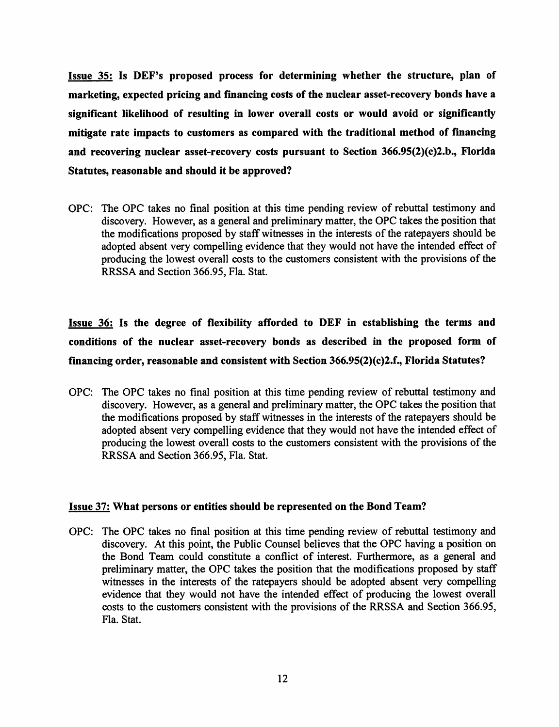**<u>Issue 35:</u> Is DEF's proposed process for determining whether the structure, plan of marketing, expected pricing and financing costs of the nuclear asset-recovery bonds have a significant likelihood of resulting in lower overall costs or would avoid or significantly mitigate rate impacts to customers as compared with the traditional method of financing and recovering nuclear asset-recovery costs pursuant to Section 366.95(2)(c)2.b., Florida Statutes, reasonable and should it be approved?**

OPC: The OPC takes no final position at this time pending review of rebuttal testimony and discovery. However, as a general and preliminary matter, the OPC takes the position that the modifications proposed by staff witnesses in the interests of the ratepayers should be adopted absent very compelling evidence that they would not have the intended effect of producing the lowest overall costs to the customers consistent with the provisions of the RRSSA and Section 366.95, Fla. Stat.

**<u>Issue 36:</u> Is the degree of flexibility afforded to DEF in establishing the terms and conditions of the nuclear asset-recovery bonds as described in the proposed form of financing order, reasonable and consistent with Section 366.95(2)(c)2.f., Florida Statutes?**

OPC: The OPC takes no final position at this time pending review of rebuttal testimony and discovery. However, as a general and preliminary matter, the OPC takes the position that the modifications proposed by staff witnesses in the interests of the ratepayers should be adopted absent very compelling evidence that they would not have the intended effect of producing the lowest overall costs to the customers consistent with the provisions of the RRSSA and Section 366.95, Fla. Stat.

**<u>Issue 37:</u> What persons or entities should be represented on the Bond Team?**

OPC: The OPC takes no final position at this time pending review of rebuttal testimony and discovery. At this point, the Public Counsel believes that the OPC having a position on the Bond Team could constitute a conflict of interest. Furthermore, as a general and preliminary matter, the OPC takes the position that the modifications proposed by staff witnesses in the interests of the ratepayers should be adopted absent very compelling evidence that they would not have the intended effect of producing the lowest overall costs to the customers consistent with the provisions of the RRSSA and Section 366.95, Fla. Stat.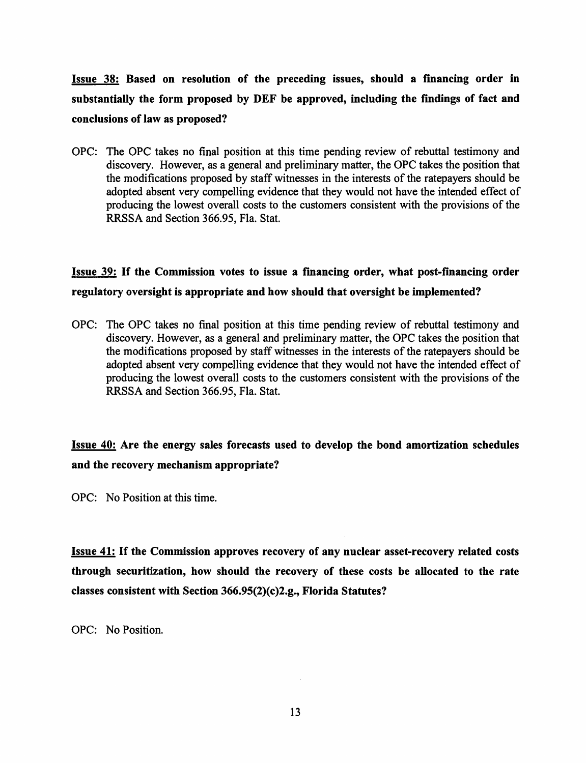**<u>Issue 38:</u> Based on resolution of the preceding issues, should a financing order in substantially the form proposed by DEF be approved, including the findings of fact and conclusions of law as proposed?**

OPC: The OPC takes no final position at this time pending review of rebuttal testimony and discovery. However, as a general and preliminary matter, the OPC takes the position that the modifications proposed by staff witnesses in the interests of the ratepayers should be adopted absent very compelling evidence that they would not have the intended effect of producing the lowest overall costs to the customers consistent with the provisions of the RRSSA and Section 366.95, Fla. Stat.

**<u>Issue 39:</u> If the Commission votes to issue a financing order, what post-financing order regulatory oversight is appropriate and how should that oversight be implemented?**

OPC: The OPC takes no final position at this time pending review of rebuttal testimony and discovery. However, as a general and preliminary matter, the OPC takes the position that the modifications proposed by staff witnesses in the interests of the ratepayers should be adopted absent very compelling evidence that they would not have the intended effect of producing the lowest overall costs to the customers consistent with the provisions of the RRSSA and Section 366.95, Fla. Stat.

**<u>Issue 40:</u> Are the energy sales forecasts used to develop the bond amortization schedules and the recovery mechanism appropriate?**

OPC: No Position at this time.

**<u>Issue 41:</u> If the Commission approves recovery of any nuclear asset-recovery related costs through securitization, how should the recovery of these costs be allocated to the rate classes consistent with Section 366.95(2)(c)2.g., Florida Statutes?**

OPC: No Position.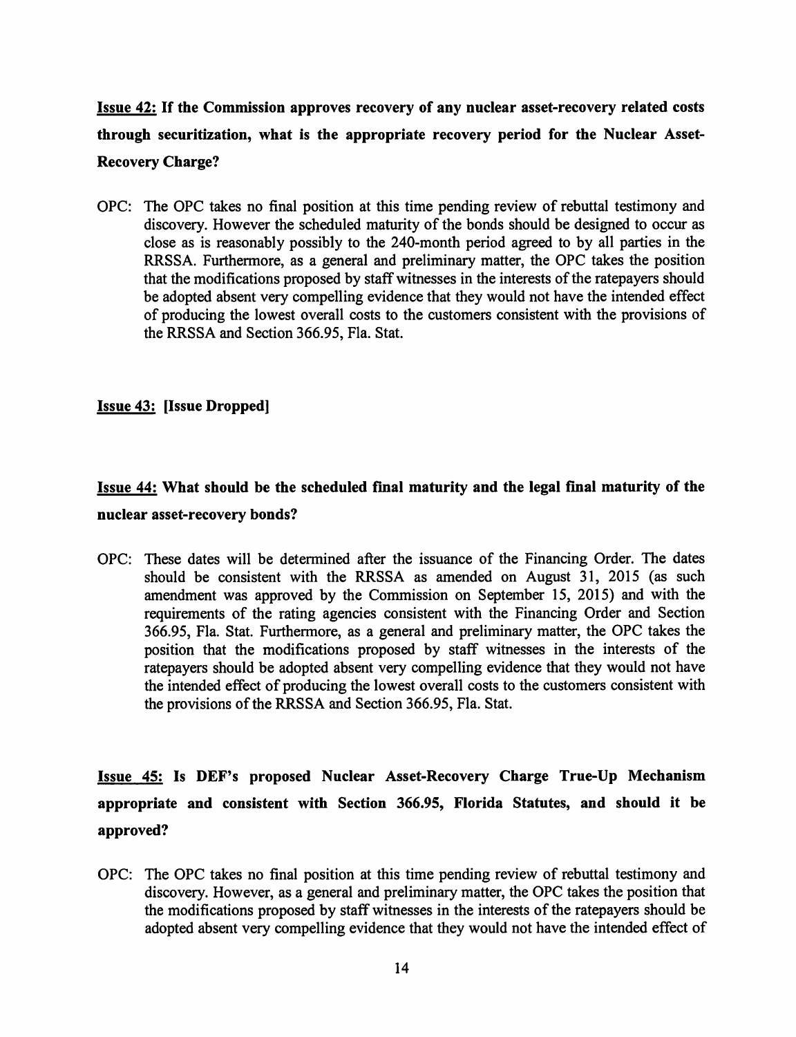**Issue 42: If the Commission approves recovery of any nuclear asset-recovery related costs through securitization, what is the appropriate recovery period for the Nuclear Asset-Recovery Charge?**

OPC: The OPC takes no final position at this time pending review of rebuttal testimony and discovery. However the scheduled maturity of the bonds should be designed to occur as close as is reasonably possibly to the 240-month period agreed to by all parties in the RRSSA. Furthermore, as a general and preliminary matter, the OPC takes the position that the modifications proposed by staff witnesses in the interests of the ratepayers should be adopted absent very compelling evidence that they would not have the intended effect of producing the lowest overall costs to the customers consistent with the provisions of the RRSSA and Section 366.95, Fla. Stat.

**Issue 43: [Issue Dropped]**

**Issue 44: What should be the scheduled final maturity and the legal final maturity of the nuclear asset-recovery bonds?**

OPC: These dates will be determined after the issuance of the Financing Order. The dates should be consistent with the RRSSA as amended on August 31, 2015 (as such amendment was approved by the Commission on September 15, 2015) and with the requirements of the rating agencies consistent with the Financing Order and Section 366.95, Fla. Stat. Furthermore, as a general and preliminary matter, the OPC takes the position that the modifications proposed by staff witnesses in the interests of the ratepayers should be adopted absent very compelling evidence that they would not have the intended effect of producing the lowest overall costs to the customers consistent with the provisions of the RRSSA and Section 366.95, Fla. Stat.

**Issue 45: Is DEF's proposed Nuclear Asset-Recovery Charge True-Up Mechanism appropriate and consistent with Section 366.95, Florida Statutes, and should it be approved?**

OPC: The OPC takes no final position at this time pending review of rebuttal testimony and discovery. However, as a general and preliminary matter, the OPC takes the position that the modifications proposed by staff witnesses in the interests of the ratepayers should be adopted absent very compelling evidence that they would not have the intended effect of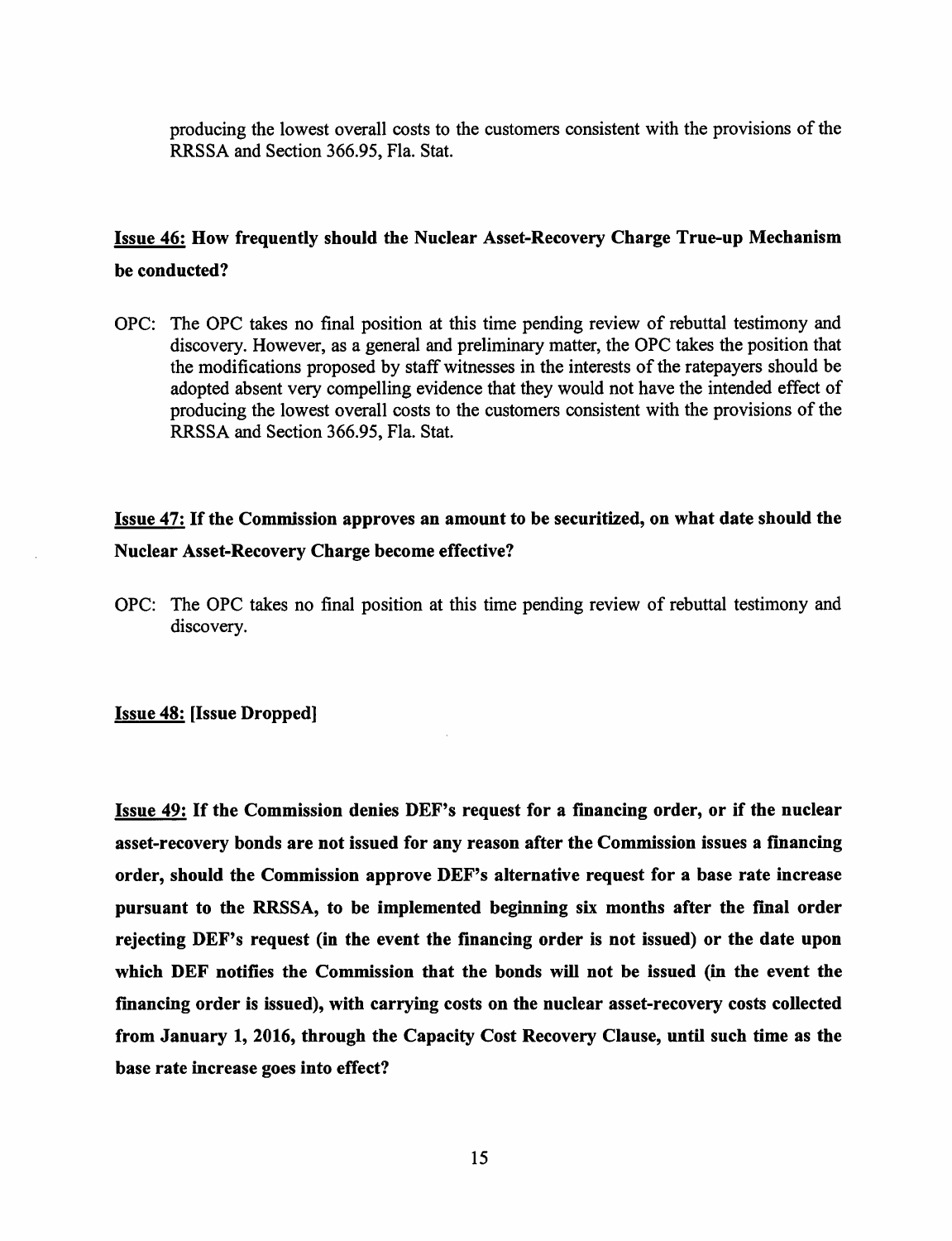producing the lowest overall costs to the customers consistent with the provisions of the RRSSA and Section 366.95, Fla. Stat.

**<u>Issue 46:</u> How frequently should the Nuclear Asset-Recovery Charge True-up Mechanism be conducted?**

OPC: The OPC takes no final position at this time pending review of rebuttal testimony and discovery. However, as a general and preliminary matter, the OPC takes the position that the modifications proposed by staff witnesses in the interests of the ratepayers should be adopted absent very compelling evidence that they would not have the intended effect of producing the lowest overall costs to the customers consistent with the provisions of the RRSSA and Section 366.95, Fla. Stat.

**<u>Issue 47:</u> If the Commission approves an amount to be securitized, on what date should the Nuclear Asset-Recovery Charge become effective?**

OPC: The OPC takes no final position at this time pending review of rebuttal testimony and discovery.

**<u>Issue 48:</u> [Issue Dropped]**

**<u>Issue 49:</u> If the Commission denies DEF's request for a financing order, or if the nuclear asset-recovery bonds are not issued for any reason after the Commission issues a financing order, should the Commission approve DEF's alternative request for a base rate increase pursuant to the RRSSA, to be implemented beginning six months after the final order rejecting DEF's request (in the event the financing order is not issued) or the date upon which DEF notifies the Commission that the bonds will not be issued (in the event the financing order is issued), with carrying costs on the nuclear asset-recovery costs collected from January 1, 2016, through the Capacity Cost Recovery Clause, until such time as the base rate increase goes into effect?**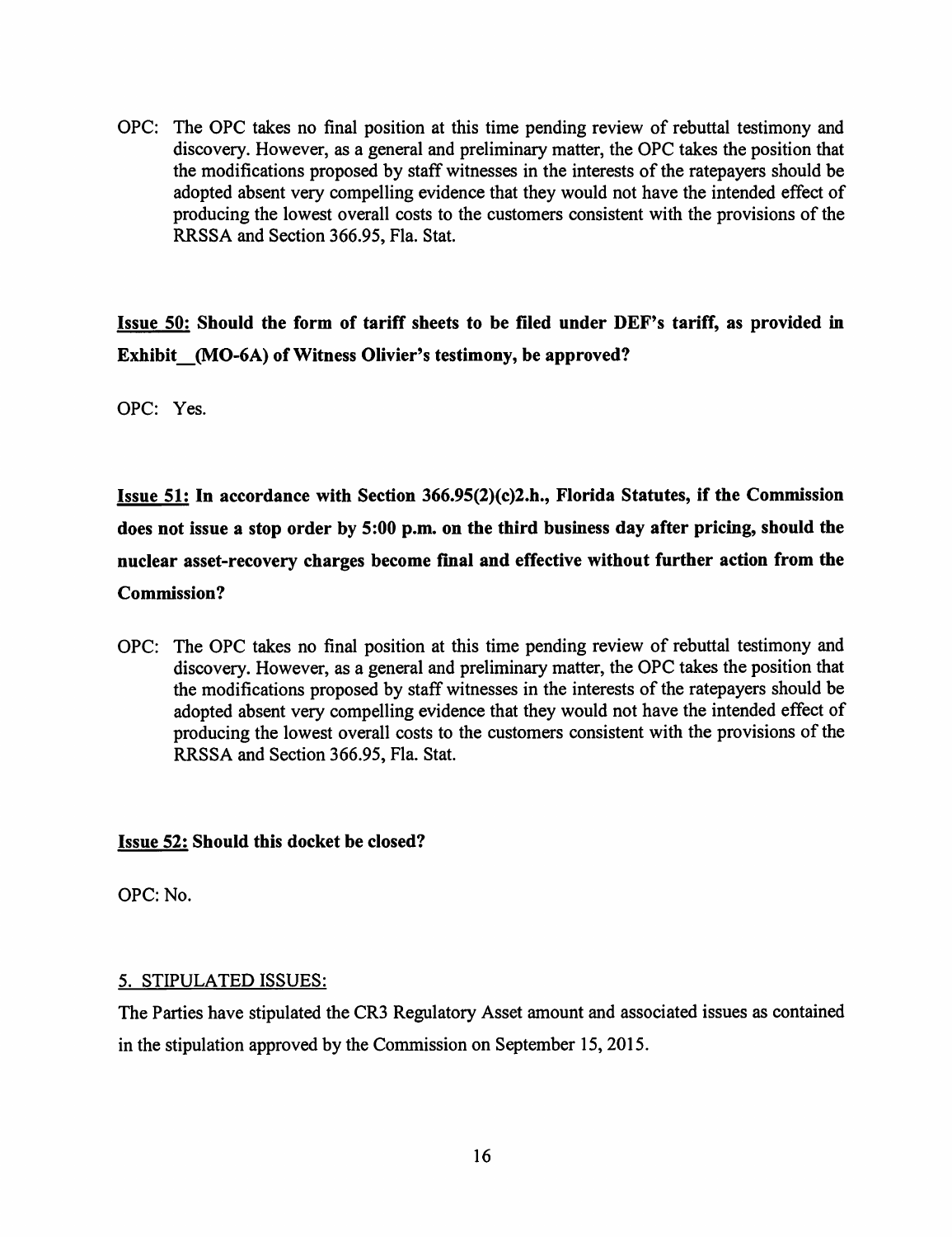OPC: The OPC takes no final position at this time pending review of rebuttal testimony and discovery. However, as a general and preliminary matter, the OPC takes the position that the modifications proposed by staff witnesses in the interests of the ratepayers should be adopted absent very compelling evidence that they would not have the intended effect of producing the lowest overall costs to the customers consistent with the provisions of the RRSSA and Section 366.95, Fla. Stat.

**Issue 50: Should the form of tariff sheets to be filed under DEF's tariff, as provided in Exhibit__(MO-6A) of Witness Olivier's testimony, be approved?**

OPC: Yes.

**Issue 51: In accordance with Section 366.95(2)(c)2.h., Florida Statutes, if the Commission does not issue a stop order by 5:00 p.m. on the third business day after pricing, should the nuclear asset-recovery charges become final and effective without further action from the Commission?**

OPC: The OPC takes no final position at this time pending review of rebuttal testimony and discovery. However, as a general and preliminary matter, the OPC takes the position that the modifications proposed by staff witnesses in the interests of the ratepayers should be adopted absent very compelling evidence that they would not have the intended effect of producing the lowest overall costs to the customers consistent with the provisions of the RRSSA and Section 366.95, Fla. Stat.

**Issue 52: Should this docket be closed?**

OPC: No.

5. STIPULATED ISSUES:

The Parties have stipulated the CR3 Regulatory Asset amount and associated issues as contained in the stipulation approved by the Commission on September 15, 2015.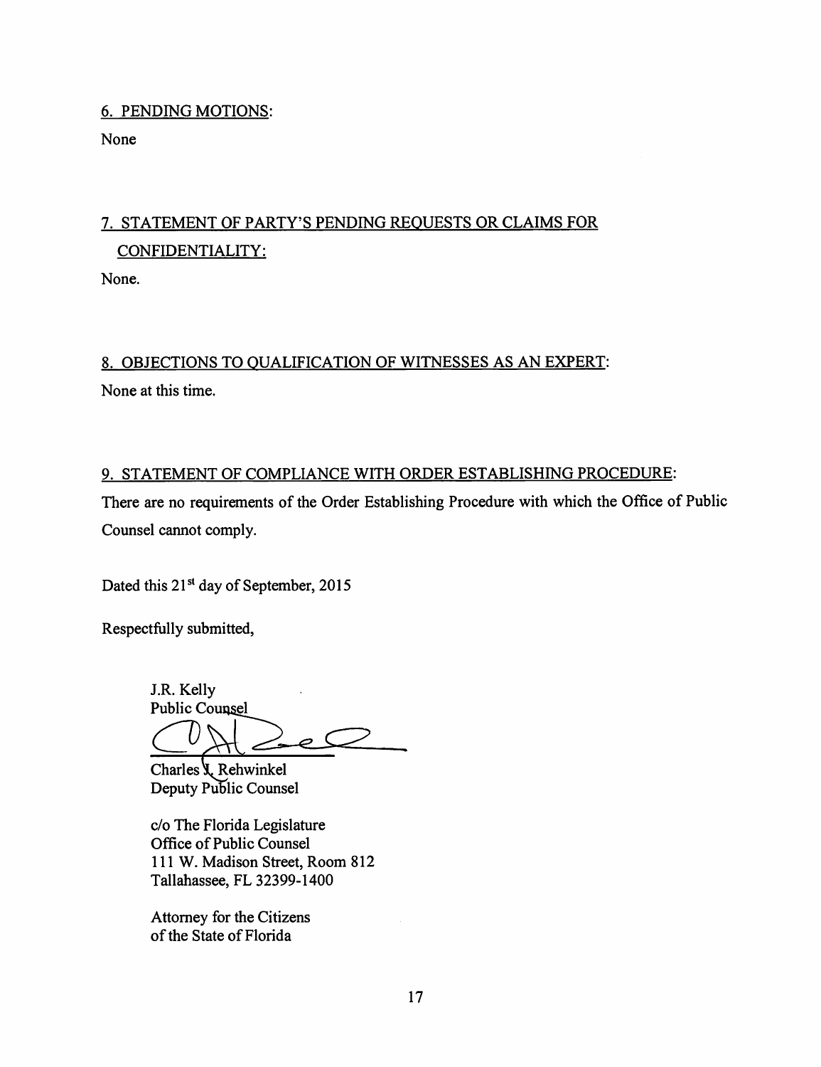6. PENDING MOTIONS:

None

7. STATEMENT OF PARTY'S PENDING REQUESTS OR CLAIMS FOR CONFIDENTIALITY:

None.

8. OBJECTIONS TO QUALIFICATION OF WITNESSES AS AN EXPERT:

None at this time.

9. STATEMENT OF COMPLIANCE WITH ORDER ESTABLISHING PROCEDURE:

There are no requirements of the Order Establishing Procedure with which the Office of Public Counsel cannot comply.

Dated this 21st day of September, 2015

Respectfully submitted,

J.R. Kelly
Public Counsel

Charles J. Rehwinkel
Deputy Public Counsel

c/o The Florida Legislature
Office of Public Counsel
111 W. Madison Street, Room 812
Tallahassee, FL 32399-1400

Attorney for the Citizens
of the State of Florida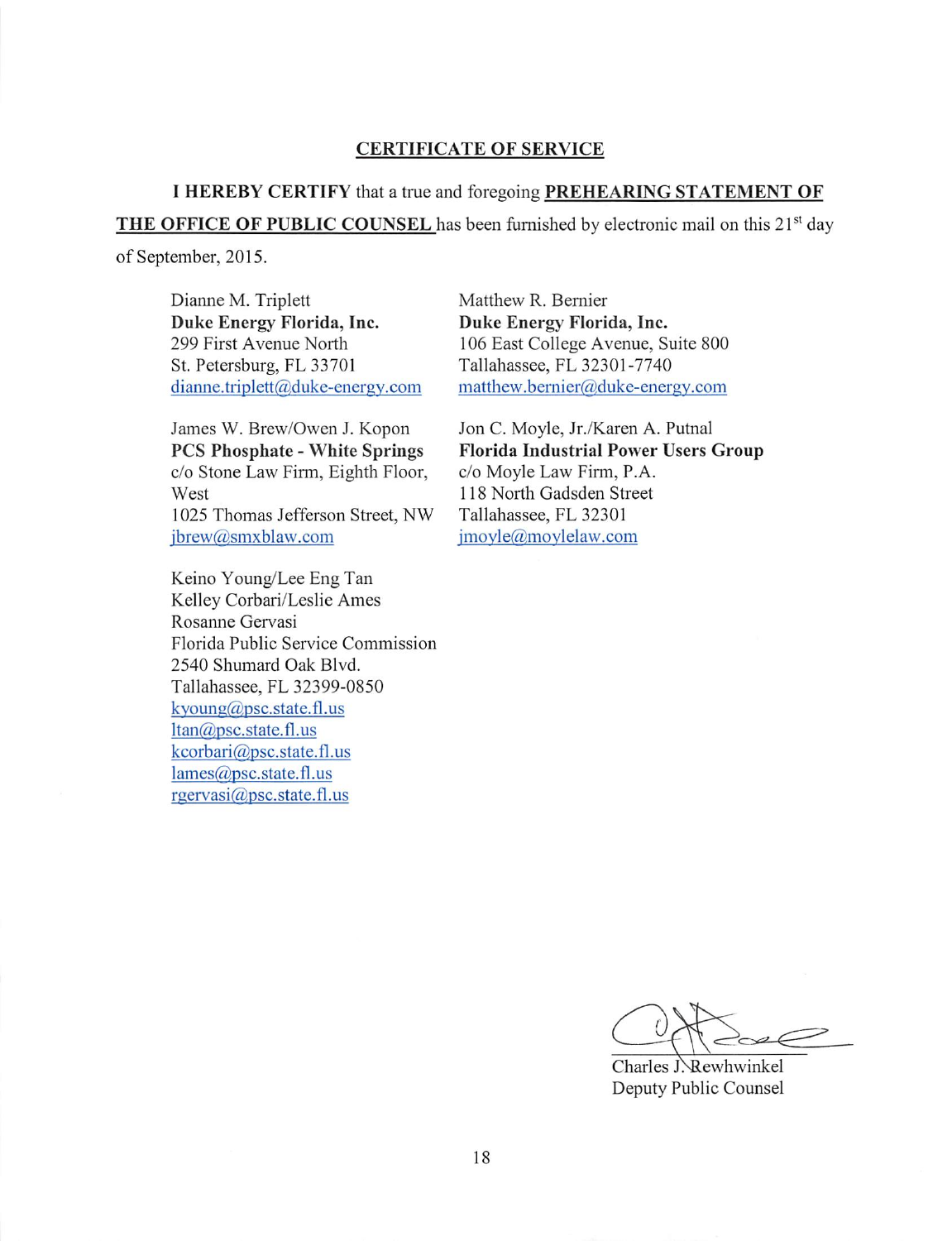## CERTIFICATE OF SERVICE

**I HEREBY CERTIFY** that a true and foregoing **PREHEARING STATEMENT OF THE OFFICE OF PUBLIC COUNSEL** has been furnished by electronic mail on this 21st day of September, 2015.

Dianne M. Triplett
**Duke Energy Florida, Inc.**
299 First Avenue North
St. Petersburg, FL 33701
dianne.triplett@duke-energy.com

Matthew R. Bernier
**Duke Energy Florida, Inc.**
106 East College Avenue, Suite 800
Tallahassee, FL 32301-7740
matthew.bernier@duke-energy.com

James W. Brew/Owen J. Kopon
**PCS Phosphate - White Springs**
c/o Stone Law Firm, Eighth Floor, West
1025 Thomas Jefferson Street, NW
jbrew@smxblaw.com

Jon C. Moyle, Jr./Karen A. Putnal
**Florida Industrial Power Users Group**
c/o Moyle Law Firm, P.A.
118 North Gadsden Street
Tallahassee, FL 32301
jmoyle@moylelaw.com

Keino Young/Lee Eng Tan
Kelley Corbari/Leslie Ames
Rosanne Gervasi
Florida Public Service Commission
2540 Shumard Oak Blvd.
Tallahassee, FL 32399-0850
kyoung@psc.state.fl.us
ltan@psc.state.fl.us
kcorbari@psc.state.fl.us
lames@psc.state.fl.us
rgervasi@psc.state.fl.us

Charles J. Rewhwinkel
Deputy Public Counsel